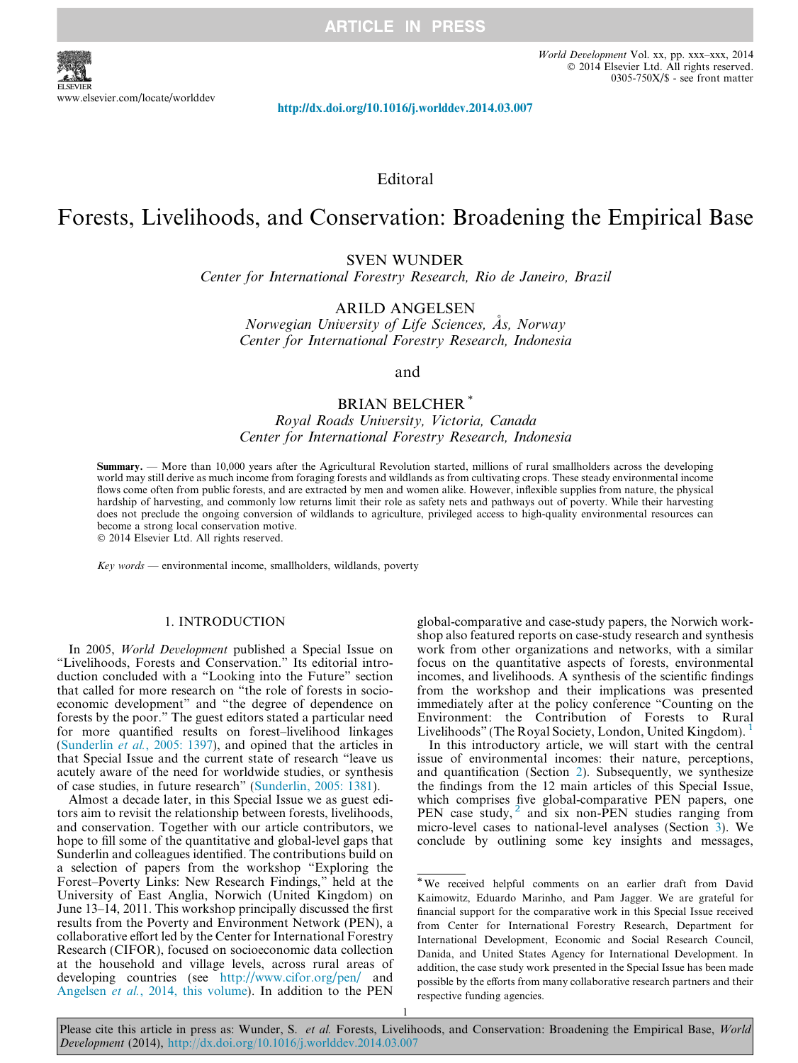Editoral

# Forests, Livelihoods, and Conservation: Broadening the Empirical Base

SVEN WUNDER
*Center for International Forestry Research, Rio de Janeiro, Brazil*

ARILD ANGELSEN
*Norwegian University of Life Sciences, Ås, Norway*
*Center for International Forestry Research, Indonesia*

and

BRIAN BELCHER [*]
*Royal Roads University, Victoria, Canada*
*Center for International Forestry Research, Indonesia*

**Summary.** — More than 10,000 years after the Agricultural Revolution started, millions of rural smallholders across the developing world may still derive as much income from foraging forests and wildlands as from cultivating crops. These steady environmental income flows come often from public forests, and are extracted by men and women alike. However, inflexible supplies from nature, the physical hardship of harvesting, and commonly low returns limit their role as safety nets and pathways out of poverty. While their harvesting does not preclude the ongoing conversion of wildlands to agriculture, privileged access to high-quality environmental resources can become a strong local conservation motive.
© 2014 Elsevier Ltd. All rights reserved.

*Key words* — environmental income, smallholders, wildlands, poverty

## 1. INTRODUCTION

In 2005, *World Development* published a Special Issue on "Livelihoods, Forests and Conservation." Its editorial introduction concluded with a "Looking into the Future" section that called for more research on "the role of forests in socio-economic development" and "the degree of dependence on forests by the poor." The guest editors stated a particular need for more quantified results on forest–livelihood linkages (Sunderlin *et al.*, 2005: 1397), and opined that the articles in that Special Issue and the current state of research "leave us acutely aware of the need for worldwide studies, or synthesis of case studies, in future research" (Sunderlin, 2005: 1381).

Almost a decade later, in this Special Issue we as guest editors aim to revisit the relationship between forests, livelihoods, and conservation. Together with our article contributors, we hope to fill some of the quantitative and global-level gaps that Sunderlin and colleagues identified. The contributions build on a selection of papers from the workshop "Exploring the Forest–Poverty Links: New Research Findings," held at the University of East Anglia, Norwich (United Kingdom) on June 13–14, 2011. This workshop principally discussed the first results from the Poverty and Environment Network (PEN), a collaborative effort led by the Center for International Forestry Research (CIFOR), focused on socioeconomic data collection at the household and village levels, across rural areas of developing countries (see http://www.cifor.org/pen/ and Angelsen *et al.*, 2014, this volume). In addition to the PEN global-comparative and case-study papers, the Norwich workshop also featured reports on case-study research and synthesis work from other organizations and networks, with a similar focus on the quantitative aspects of forests, environmental incomes, and livelihoods. A synthesis of the scientific findings from the workshop and their implications was presented immediately after at the policy conference "Counting on the Environment: the Contribution of Forests to Rural Livelihoods" (The Royal Society, London, United Kingdom).[1]

In this introductory article, we will start with the central issue of environmental incomes: their nature, perceptions, and quantification (Section 2). Subsequently, we synthesize the findings from the 12 main articles of this Special Issue, which comprises five global-comparative PEN papers, one PEN case study,[2] and six non-PEN studies ranging from micro-level cases to national-level analyses (Section 3). We conclude by outlining some key insights and messages,

---

[*] We received helpful comments on an earlier draft from David Kaimowitz, Eduardo Marinho, and Pam Jagger. We are grateful for financial support for the comparative work in this Special Issue received from Center for International Forestry Research, Department for International Development, Economic and Social Research Council, Danida, and United States Agency for International Development. In addition, the case study work presented in the Special Issue has been made possible by the efforts from many collaborative research partners and their respective funding agencies.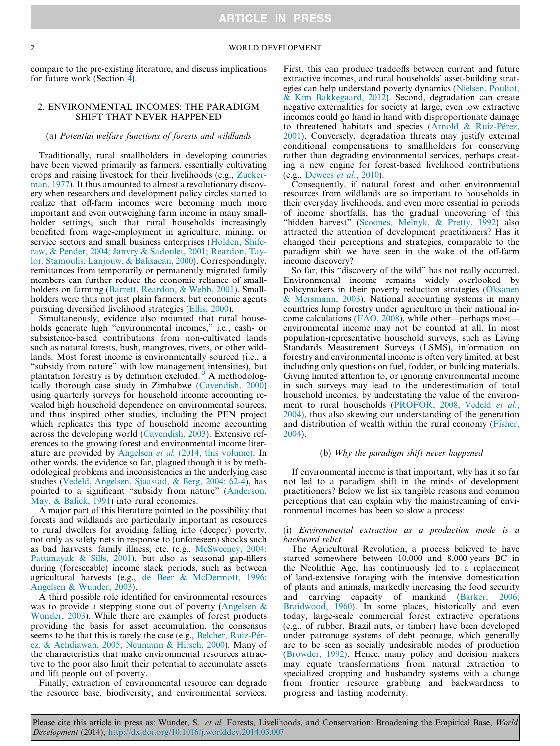compare to the pre-existing literature, and discuss implications for future work (Section 4).

## 2. ENVIRONMENTAL INCOMES: THE PARADIGM SHIFT THAT NEVER HAPPENED

### (a) *Potential welfare functions of forests and wildlands*

Traditionally, rural smallholders in developing countries have been viewed primarily as farmers, essentially cultivating crops and raising livestock for their livelihoods (e.g., Zuckerman, 1977). It thus amounted to almost a revolutionary discovery when researchers and development policy circles started to realize that off-farm incomes were becoming much more important and even outweighing farm income in many smallholder settings, such that rural households increasingly benefited from wage-employment in agriculture, mining, or service sectors and small business enterprises (Holden, Shiferaw, & Pender, 2004; Janvry & Sadoulet, 2001; Reardon, Taylor, Stamoulis, Lanjouw, & Balisacan, 2000). Correspondingly, remittances from temporarily or permanently migrated family members can further reduce the economic reliance of smallholders on farming (Barrett, Reardon, & Webb, 2001). Smallholders were thus not just plain farmers, but economic agents pursuing diversified livelihood strategies (Ellis, 2000).

Simultaneously, evidence also mounted that rural households generate high "environmental incomes," i.e., cash- or subsistence-based contributions from non-cultivated lands such as natural forests, bush, mangroves, rivers, or other wildlands. Most forest income is environmentally sourced (i.e., a "subsidy from nature" with low management intensities), but plantation forestry is by definition excluded.[3] A methodologically thorough case study in Zimbabwe (Cavendish, 2000) using quarterly surveys for household income accounting revealed high household dependence on environmental sources, and thus inspired other studies, including the PEN project which replicates this type of household income accounting across the developing world (Cavendish, 2003). Extensive references to the growing forest and environmental income literature are provided by Angelsen *et al.* (2014, this volume). In other words, the evidence so far, plagued though it is by methodological problems and inconsistencies in the underlying case studies (Vedeld, Angelsen, Sjaastad, & Berg, 2004: 62-4), has pointed to a significant "subsidy from nature" (Anderson, May, & Balick, 1991) into rural economies.

A major part of this literature pointed to the possibility that forests and wildlands are particularly important as resources to rural dwellers for avoiding falling into (deeper) poverty, not only as safety nets in response to (unforeseen) shocks such as bad harvests, family illness, etc. (e.g., McSweeney, 2004; Pattanayak & Sills, 2001), but also as seasonal gap-fillers during (foreseeable) income slack periods, such as between agricultural harvests (e.g., de Beer & McDermott, 1996; Angelsen & Wunder, 2003).

A third possible role identified for environmental resources was to provide a stepping stone out of poverty (Angelsen & Wunder, 2003). While there are examples of forest products providing the basis for asset accumulation, the consensus seems to be that this is rarely the case (e.g., Belcher, Ruiz-Pérez, & Achdiawan, 2005; Neumann & Hirsch, 2000). Many of the characteristics that make environmental resources attractive to the poor also limit their potential to accumulate assets and lift people out of poverty.

Finally, extraction of environmental resource can degrade the resource base, biodiversity, and environmental services. First, this can produce tradeoffs between current and future extractive incomes, and rural households' asset-building strategies can help understand poverty dynamics (Nielsen, Pouliot, & Kim Bakkegaard, 2012). Second, degradation can create negative externalities for society at large; even low extractive incomes could go hand in hand with disproportionate damage to threatened habitats and species (Arnold & Ruiz-Pérez, 2001). Conversely, degradation threats may justify external conditional compensations to smallholders for conserving rather than degrading environmental services, perhaps creating a new engine for forest-based livelihood contributions (e.g., Dewees *et al.*, 2010).

Consequently, if natural forest and other environmental resources from wildlands are so important to households in their everyday livelihoods, and even more essential in periods of income shortfalls, has the gradual uncovering of this "hidden harvest" (Scoones, Melnyk, & Pretty, 1992) also attracted the attention of development practitioners? Has it changed their perceptions and strategies, comparable to the paradigm shift we have seen in the wake of the off-farm income discovery?

So far, this "discovery of the wild" has not really occurred. Environmental income remains widely overlooked by policymakers in their poverty reduction strategies (Oksanen & Mersmann, 2003). National accounting systems in many countries lump forestry under agriculture in their national income calculations (FAO, 2008), while other—perhaps most—environmental income may not be counted at all. In most population-representative household surveys, such as Living Standards Measurement Surveys (LSMS), information on forestry and environmental income is often very limited, at best including only questions on fuel, fodder, or building materials. Giving limited attention to, or ignoring environmental income in such surveys may lead to the underestimation of total household incomes, by understating the value of the environment to rural households (PROFOR, 2008; Vedeld *et al.*, 2004), thus also skewing our understanding of the generation and distribution of wealth within the rural economy (Fisher, 2004).

### (b) *Why the paradigm shift never happened*

If environmental income is that important, why has it so far not led to a paradigm shift in the minds of development practitioners? Below we list six tangible reasons and common perceptions that can explain why the mainstreaming of environmental incomes has been so slow a process:

#### (i) *Environmental extraction as a production mode is a backward relict*

The Agricultural Revolution, a process believed to have started somewhere between 10,000 and 8,000 years BC in the Neolithic Age, has continuously led to a replacement of land-extensive foraging with the intensive domestication of plants and animals, markedly increasing the food security and carrying capacity of mankind (Barker, 2006; Braidwood, 1960). In some places, historically and even today, large-scale commercial forest extractive operations (e.g., of rubber, Brazil nuts, or timber) have been developed under patronage systems of debt peonage, which generally are to be seen as socially undesirable modes of production (Browder, 1992). Hence, many policy and decision makers may equate transformations from natural extraction to specialized cropping and husbandry systems with a change from frontier resource grabbing and backwardness to progress and lasting modernity.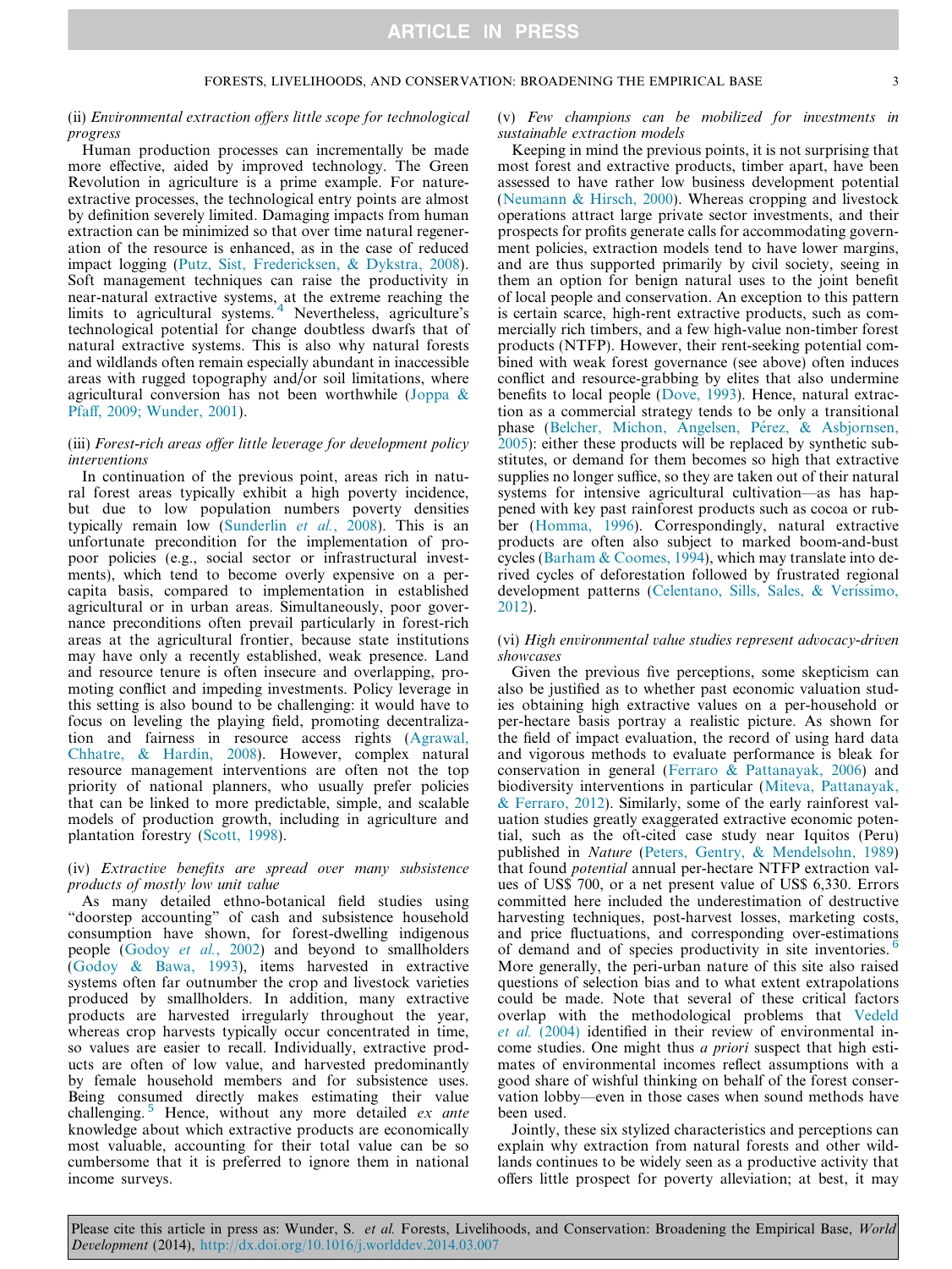(ii) *Environmental extraction offers little scope for technological progress*

Human production processes can incrementally be made more effective, aided by improved technology. The Green Revolution in agriculture is a prime example. For nature-extractive processes, the technological entry points are almost by definition severely limited. Damaging impacts from human extraction can be minimized so that over time natural regeneration of the resource is enhanced, as in the case of reduced impact logging (Putz, Sist, Fredericksen, & Dykstra, 2008). Soft management techniques can raise the productivity in near-natural extractive systems, at the extreme reaching the limits to agricultural systems.[4] Nevertheless, agriculture's technological potential for change doubtless dwarfs that of natural extractive systems. This is also why natural forests and wildlands often remain especially abundant in inaccessible areas with rugged topography and/or soil limitations, where agricultural conversion has not been worthwhile (Joppa & Pfaff, 2009; Wunder, 2001).

(iii) *Forest-rich areas offer little leverage for development policy interventions*

In continuation of the previous point, areas rich in natural forest areas typically exhibit a high poverty incidence, but due to low population numbers poverty densities typically remain low (Sunderlin *et al.*, 2008). This is an unfortunate precondition for the implementation of pro-poor policies (e.g., social sector or infrastructural investments), which tend to become overly expensive on a per-capita basis, compared to implementation in established agricultural or in urban areas. Simultaneously, poor governance preconditions often prevail particularly in forest-rich areas at the agricultural frontier, because state institutions may have only a recently established, weak presence. Land and resource tenure is often insecure and overlapping, promoting conflict and impeding investments. Policy leverage in this setting is also bound to be challenging: it would have to focus on leveling the playing field, promoting decentralization and fairness in resource access rights (Agrawal, Chhatre, & Hardin, 2008). However, complex natural resource management interventions are often not the top priority of national planners, who usually prefer policies that can be linked to more predictable, simple, and scalable models of production growth, including in agriculture and plantation forestry (Scott, 1998).

(iv) *Extractive benefits are spread over many subsistence products of mostly low unit value*

As many detailed ethno-botanical field studies using "doorstep accounting" of cash and subsistence household consumption have shown, for forest-dwelling indigenous people (Godoy *et al.*, 2002) and household smallholders (Godoy & Bawa, 1993), items harvested in extractive systems often far outnumber the crop and livestock varieties produced by smallholders. In addition, many extractive products are harvested irregularly throughout the year, whereas crop harvests typically occur concentrated in time, so values are easier to recall. Individually, extractive products are often of low value, and harvested predominantly by female household members and for subsistence uses. Being consumed directly makes estimating their value challenging.[5] Hence, without any more detailed *ex ante* knowledge about which extractive products are economically most valuable, accounting for their total value can be so cumbersome that it is preferred to ignore them in national income surveys.

(v) *Few champions can be mobilized for investments in sustainable extraction models*

Keeping in mind the previous points, it is not surprising that most forest and extractive products, timber apart, have been assessed to have rather low business development potential (Neumann & Hirsch, 2000). Whereas cropping and livestock operations attract large private sector investments, and their prospects for profits generate calls for accommodating government policies, extraction models tend to have lower margins, and are thus supported primarily by civil society, seeing in them an option for benign natural uses to the joint benefit of local people and conservation. An exception to this pattern is certain scarce, high-rent extractive products, such as commercially rich timbers, and a few high-value non-timber forest products (NTFP). However, their rent-seeking potential combined with weak forest governance (see above) often induces conflict and resource-grabbing by elites that also undermine benefits to local people (Dove, 1993). Hence, natural extraction as a commercial strategy tends to be only a transitional phase (Belcher, Michon, Angelsen, Pérez, & Asbjornsen, 2005): either these products will be replaced by synthetic substitutes, or demand for them becomes so high that extractive supplies no longer suffice, so they are taken out of their natural systems for intensive agricultural cultivation—as has happened with key past rainforest products such as cocoa or rubber (Homma, 1996). Correspondingly, natural extractive products are often also subject to marked boom-and-bust cycles (Barham & Coomes, 1994), which may translate into derived cycles of deforestation followed by frustrated regional development patterns (Celentano, Sills, Sales, & Veríssimo, 2012).

(vi) *High environmental value studies represent advocacy-driven showcases*

Given the previous five perceptions, some skepticism can also be justified as to whether past economic valuation studies obtaining high extractive values on a per-household or per-hectare basis portray a realistic picture. As shown for the field of impact evaluation, the record of using hard data and vigorous methods to evaluate performance is bleak for conservation in general (Ferraro & Pattanayak, 2006) and biodiversity interventions in particular (Miteva, Pattanayak, & Ferraro, 2012). Similarly, some of the early rainforest valuation studies greatly exaggerated extractive economic potential, such as the oft-cited case study near Iquitos (Peru) published in *Nature* (Peters, Gentry, & Mendelsohn, 1989) that found *potential* annual per-hectare NTFP extraction values of US$ 700, or a net present value of US$ 6,330. Errors committed here included the underestimation of destructive harvesting techniques, post-harvest losses, marketing costs, and price fluctuations, and corresponding over-estimations of demand and of species productivity in site inventories.[6] More generally, the peri-urban nature of this site also raised questions of selection bias and to what extent extrapolations could be made. Note that several of these critical factors overlap with the methodological problems that Vedeld *et al.* (2004) identified in their review of environmental income studies. One might thus *a priori* suspect that high estimates of environmental incomes reflect assumptions with a good share of wishful thinking on behalf of the forest conservation lobby—even in those cases when sound methods have been used.

Jointly, these six stylized characteristics and perceptions can explain why extraction from natural forests and other wildlands continues to be widely seen as a productive activity that offers little prospect for poverty alleviation; at best, it may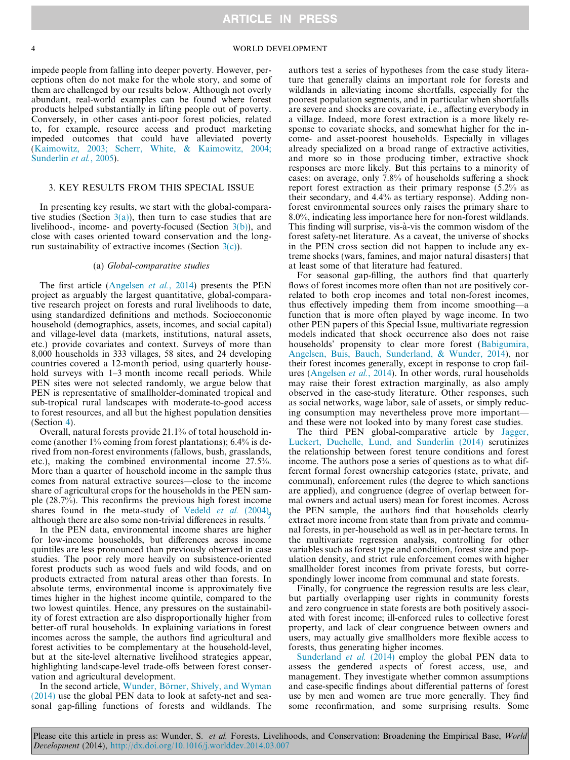impede people from falling into deeper poverty. However, perceptions often do not make for the whole story, and some of them are challenged by our results below. Although not overly abundant, real-world examples can be found where forest products helped substantially in lifting people out of poverty. Conversely, in other cases anti-poor forest policies, related to, for example, resource access and product marketing impeded outcomes that could have alleviated poverty (Kaimowitz, 2003; Scherr, White, & Kaimowitz, 2004; Sunderlin *et al.*, 2005).

## 3. KEY RESULTS FROM THIS SPECIAL ISSUE

In presenting key results, we start with the global-comparative studies (Section 3(a)), then turn to case studies that are livelihood-, income- and poverty-focused (Section 3(b)), and close with cases oriented toward conservation and the long-run sustainability of extractive incomes (Section 3(c)).

### (a) *Global-comparative studies*

The first article (Angelsen *et al.*, 2014) presents the PEN project as arguably the largest quantitative, global-comparative research project on forests and rural livelihoods to date, using standardized definitions and methods. Socioeconomic household (demographics, assets, incomes, and social capital) and village-level data (markets, institutions, natural assets, etc.) provide covariates and context. Surveys of more than 8,000 households in 333 villages, 58 sites, and 24 developing countries covered a 12-month period, using quarterly household surveys with 1–3 month income recall periods. While PEN sites were not selected randomly, we argue below that PEN is representative of smallholder-dominated tropical and sub-tropical rural landscapes with moderate-to-good access to forest resources, and all but the highest population densities (Section 4).

Overall, natural forests provide 21.1% of total household income (another 1% coming from forest plantations); 6.4% is derived from non-forest environments (fallows, bush, grasslands, etc.), making the combined environmental income 27.5%. More than a quarter of household income in the sample thus comes from natural extractive sources—close to the income share of agricultural crops for the households in the PEN sample (28.7%). This reconfirms the previous high forest income shares found in the meta-study of Vedeld *et al.* (2004), although there are also some non-trivial differences in results.[7]

In the PEN data, environmental income shares are higher for low-income households, but differences across income quintiles are less pronounced than previously observed in case studies. The poor rely more heavily on subsistence-oriented forest products such as wood fuels and wild foods, and on products extracted from natural areas other than forests. In absolute terms, environmental income is approximately five times higher in the highest income quintile, compared to the two lowest quintiles. Hence, any pressures on the sustainability of forest extraction are also disproportionally higher from better-off rural households. In explaining variations in forest incomes across the sample, the authors find agricultural and forest activities to be complementary at the household-level, but at the site-level alternative livelihood strategies appear, highlighting landscape-level trade-offs between forest conservation and agricultural development.

In the second article, Wunder, Börner, Shively, and Wyman (2014) use the global PEN data to look at safety-net and seasonal gap-filling functions of forests and wildlands. The authors test a series of hypotheses from the case study literature that generally claims an important role for forests and wildlands in alleviating income shortfalls, especially for the poorest population segments, and in particular when shortfalls are severe and shocks are covariate, i.e., affecting everybody in a village. Indeed, more forest extraction is a more likely response to covariate shocks, and somewhat higher for the income- and asset-poorest households. Especially in villages already specialized on a broad range of extractive activities, and more so in those producing timber, extractive shock responses are more likely. But this pertains to a minority of cases: on average, only 7.8% of households suffering a shock report forest extraction as their primary response (5.2% as their secondary, and 4.4% as tertiary response). Adding non-forest environmental sources only raises the primary share to 8.0%, indicating less importance here for non-forest wildlands. This finding will surprise, vis-à-vis the common wisdom of the forest safety-net literature. As a caveat, the universe of shocks in the PEN cross section did not happen to include any extreme shocks (wars, famines, and major natural disasters) that at least some of that literature had featured.

For seasonal gap-filling, the authors find that quarterly flows of forest incomes more often than not are positively correlated to both crop incomes and total non-forest incomes, thus effectively impeding them from income smoothing—a function that is more often played by wage income. In two other PEN papers of this Special Issue, multivariate regression models indicated that shock occurrence also does not raise households' propensity to clear more forest (Babigumira, Angelsen, Buis, Bauch, Sunderland, & Wunder, 2014), nor their forest incomes generally, except in response to crop failures (Angelsen *et al.*, 2014). In other words, rural households may raise their forest extraction marginally, as also amply observed in the case-study literature. Other responses, such as social networks, wage labor, sale of assets, or simply reducing consumption may nevertheless prove more important—and these were not looked into by many forest case studies.

The third PEN global-comparative article by Jagger, Luckert, Duchelle, Lund, and Sunderlin (2014) scrutinizes the relationship between forest tenure conditions and forest income. The authors pose a series of questions as to what different formal forest ownership categories (state, private, and communal), enforcement rules (the degree to which sanctions are applied), and congruence (degree of overlap between formal owners and actual users) mean for forest incomes. Across the PEN sample, the authors find that households clearly extract more income from state than from private and communal forests, in per-household as well as in per-hectare terms. In the multivariate regression analysis, controlling for other variables such as forest type and condition, forest size and population density, and strict rule enforcement comes with higher smallholder forest incomes from private forests, but correspondingly lower income from communal and state forests.

Finally, for congruence the regression results are less clear, but partially overlapping user rights in community forests and zero congruence in state forests are both positively associated with forest income; ill-enforced rules to collective forest property, and lack of clear congruence between owners and users, may actually give smallholders more flexible access to forests, thus generating higher incomes.

Sunderland *et al.* (2014) employ the global PEN data to assess the gendered aspects of forest access, use, and management. They investigate whether common assumptions and case-specific findings about differential patterns of forest use by men and women are true more generally. They find some reconfirmation, and some surprising results. Some

Please cite this article in press as: Wunder, S. *et al.* Forests, Livelihoods, and Conservation: Broadening the Empirical Base, *World Development* (2014), http://dx.doi.org/10.1016/j.worlddev.2014.03.007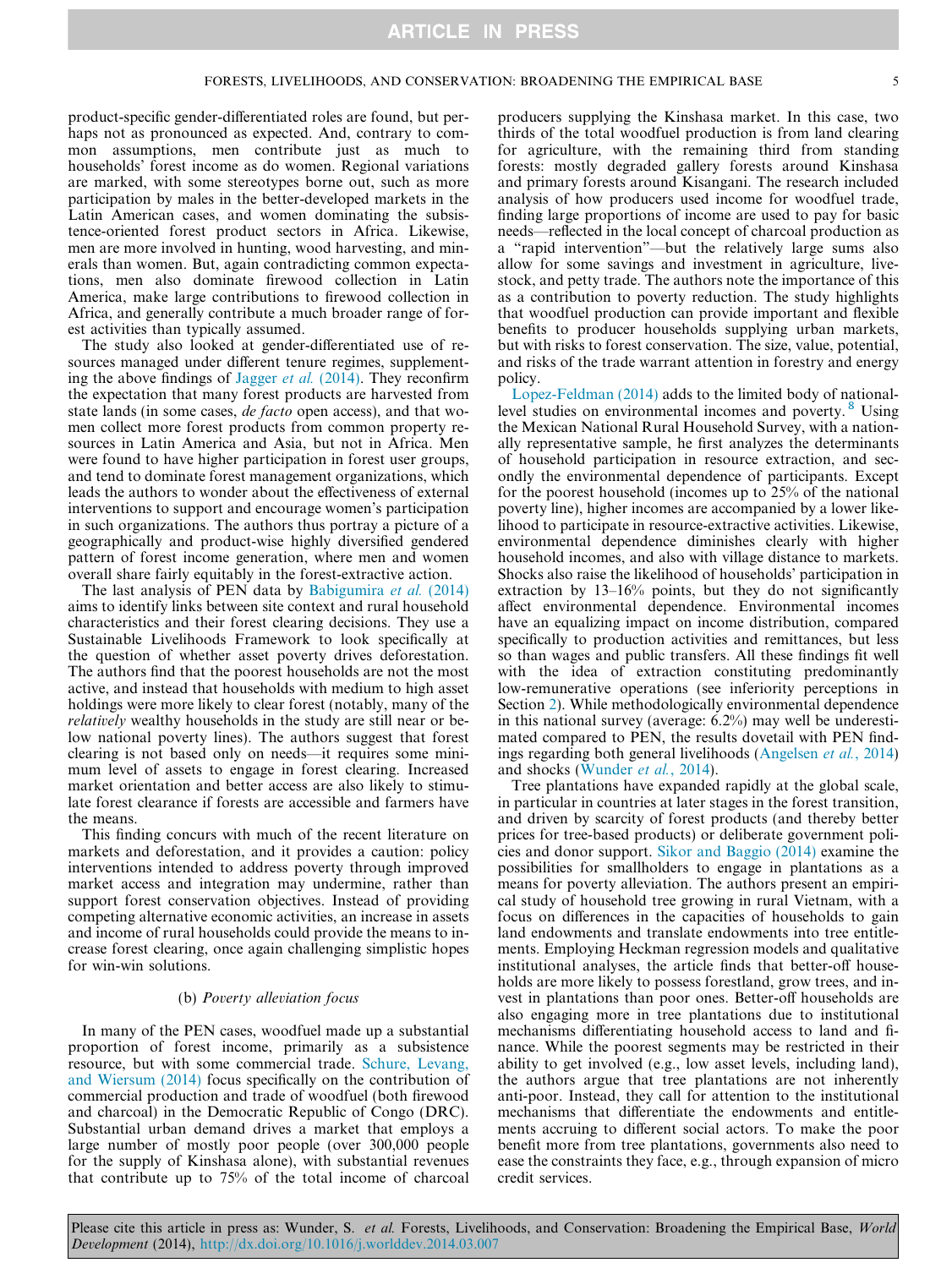product-specific gender-differentiated roles are found, but perhaps not as pronounced as expected. And, contrary to common assumptions, men contribute just as much to households' forest income as do women. Regional variations are marked, with some stereotypes borne out, such as more participation by males in the better-developed markets in the Latin American cases, and women dominating the subsistence-oriented forest product sectors in Africa. Likewise, men are more involved in hunting, wood harvesting, and minerals than women. But, again contradicting common expectations, men also dominate firewood collection in Latin America, make large contributions to firewood collection in Africa, and generally contribute a much broader range of forest activities than typically assumed.

The study also looked at gender-differentiated use of resources managed under different tenure regimes, supplementing the above findings of Jagger *et al.* (2014). They reconfirm the expectation that many forest products are harvested from state lands (in some cases, *de facto* open access), and that women collect more forest products from common property resources in Latin America and Asia, but not in Africa. Men were found to have higher participation in forest user groups, and tend to dominate forest management organizations, which leads the authors to wonder about the effectiveness of external interventions to support and encourage women's participation in such organizations. The authors thus portray a picture of a geographically and product-wise highly diversified gendered pattern of forest income generation, where men and women overall share fairly equitably in the forest-extractive action.

The last analysis of PEN data by Babigumira *et al.* (2014) aims to identify links between site context and rural household characteristics and their forest clearing decisions. They use a Sustainable Livelihoods Framework to look specifically at the question of whether asset poverty drives deforestation. The authors find that the poorest households are not the most active, and instead that households with medium to high asset holdings were more likely to clear forest (notably, many of the *relatively* wealthy households in the study are still near or below national poverty lines). The authors suggest that forest clearing is not based only on needs—it requires some minimum level of assets to engage in forest clearing. Increased market orientation and better access are also likely to stimulate forest clearance if forests are accessible and farmers have the means.

This finding concurs with much of the recent literature on markets and deforestation, and it provides a caution: policy interventions intended to address poverty through improved market access and integration may undermine, rather than support forest conservation objectives. Instead of providing competing alternative economic activities, an increase in assets and income of rural households could provide the means to increase forest clearing, once again challenging simplistic hopes for win-win solutions.

### (b) *Poverty alleviation focus*

In many of the PEN cases, woodfuel made up a substantial proportion of forest income, primarily as a subsistence resource, but with some commercial trade. Schure, Levang, and Wiersum (2014) focus specifically on the contribution of commercial production and trade of woodfuel (both firewood and charcoal) in the Democratic Republic of Congo (DRC). Substantial urban demand drives a market that employs a large number of mostly poor people (over 300,000 people for the supply of Kinshasa alone), with substantial revenues that contribute up to 75% of the total income of charcoal producers supplying the Kinshasa market. In this case, two thirds of the total woodfuel production is from land clearing for agriculture, with the remaining third from standing forests: mostly degraded gallery forests around Kinshasa and primary forests around Kisangani. The research included analysis of how producers used income for woodfuel trade, finding large proportions of income are used to pay for basic needs—reflected in the local concept of charcoal production as a "rapid intervention"—but the relatively large sums also allow for some savings and investment in agriculture, livestock, and petty trade. The authors note the importance of this as a contribution to poverty reduction. The study highlights that woodfuel production can provide important and flexible benefits to producer households supplying urban markets, but with risks to forest conservation. The size, value, potential, and risks of the trade warrant attention in forestry and energy policy.

Lopez-Feldman (2014) adds to the limited body of national-level studies on environmental incomes and poverty.[8] Using the Mexican National Rural Household Survey, with a nationally representative sample, he first analyzes the determinants of household participation in resource extraction, and secondly the environmental dependence of participants. Except for the poorest household (incomes up to 25% of the national poverty line), higher incomes are accompanied by a lower likelihood to participate in resource-extractive activities. Likewise, environmental dependence diminishes clearly with higher household incomes, and also with village distance to markets. Shocks also raise the likelihood of households' participation in extraction by 13–16% points, but they do not significantly affect environmental dependence. Environmental incomes have an equalizing impact on income distribution, compared specifically to production activities and remittances, but less so than wages and public transfers. All these findings fit well with the idea of extraction constituting predominantly low-remunerative operations (see inferiority perceptions in Section 2). While methodologically environmental dependence in this national survey (average: 6.2%) may well be underestimated compared to PEN, the results dovetail with PEN findings regarding both general livelihoods (Angelsen *et al.*, 2014) and shocks (Wunder *et al.*, 2014).

Tree plantations have expanded rapidly at the global scale, in particular in countries at later stages in the forest transition, and driven by scarcity of forest products (and thereby better prices for tree-based products) or deliberate government policies and donor support. Sikor and Baggio (2014) examine the possibilities for smallholders to engage in plantations as a means for poverty alleviation. The authors present an empirical study of household tree growing in rural Vietnam, with a focus on differences in the capacities of households to gain land endowments and translate endowments into tree entitlements. Employing Heckman regression models and qualitative institutional analyses, the article finds that better-off households are more likely to possess forestland, grow trees, and invest in plantations than poor ones. Better-off households are also engaging more in tree plantations due to institutional mechanisms differentiating household access to land and finance. While the poorest segments may be restricted in their ability to get involved (e.g., low asset levels, including land), the authors argue that tree plantations are not inherently anti-poor. Instead, they call for attention to the institutional mechanisms that differentiate the endowments and entitlements accruing to different social actors. To make the poor benefit more from tree plantations, governments also need to ease the constraints they face, e.g., through expansion of micro credit services.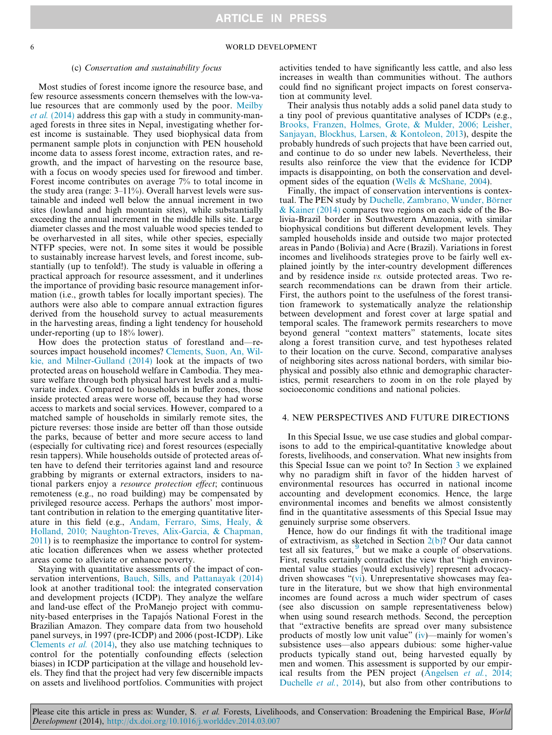### (c) *Conservation and sustainability focus*

Most studies of forest income ignore the resource base, and few resource assessments concern themselves with the low-value resources that are commonly used by the poor. Meilby *et al.* (2014) address this gap with a study in community-managed forests in three sites in Nepal, investigating whether forest income is sustainable. They used biophysical data from permanent sample plots in conjunction with PEN household income data to assess forest income, extraction rates, and regrowth, and the impact of harvesting on the resource base, with a focus on woody species used for firewood and timber. Forest income contributes on average 7% to total income in the study area (range: 3–11%). Overall harvest levels were sustainable and indeed well below the annual increment in two sites (lowland and high mountain sites), while substantially exceeding the annual increment in the middle hills site. Large diameter classes and the most valuable wood species tended to be overharvested in all sites, while other species, especially NTFP species, were not. In some sites it would be possible to sustainably increase harvest levels, and forest income, substantially (up to tenfold!). The study is valuable in offering a practical approach for resource assessment, and it underlines the importance of providing basic resource management information (i.e., growth tables for locally important species). The authors were also able to compare annual extraction figures derived from the household survey to actual measurements in the harvesting areas, finding a light tendency for household under-reporting (up to 18% lower).

How does the protection status of forestland and—resources impact household incomes? Clements, Suon, An, Wilkie, and Milner-Gulland (2014) look at the impacts of two protected areas on household welfare in Cambodia. They measure welfare through both physical harvest levels and a multivariate index. Compared to households in buffer zones, those inside protected areas were worse off, because they had worse access to markets and social services. However, compared to a matched sample of households in similarly remote sites, the picture reverses: those inside the parks are better off than those outside the parks, because of better and more secure access to land (especially for cultivating rice) and forest resources (especially resin tappers). While households outside of protected areas often have to defend their territories against land and resource grabbing by migrants or external extractors, insiders to national parkers enjoy a *resource protection effect*; continuous remoteness (e.g., no road building) may be compensated by privileged resource access. Perhaps the authors' most important contribution in relation to the emerging quantitative literature in this field (e.g., Andam, Ferraro, Sims, Healy, & Holland, 2010; Naughton-Treves, Alix-Garcia, & Chapman, 2011) is to reemphasize the importance to control for systematic location differences when we assess whether protected areas come to alleviate or enhance poverty.

Staying with quantitative assessments of the impact of conservation interventions, Bauch, Sills, and Pattanayak (2014) look at another traditional tool: the integrated conservation and development projects (ICDP). They analyze the welfare and land-use effect of the ProManejo project with community-based enterprises in the Tapajós National Forest in the Brazilian Amazon. They compare data from two household panel surveys, in 1997 (pre-ICDP) and 2006 (post-ICDP). Like Clements *et al.* (2014), they also use matching techniques to control for the potentially confounding effects (selection biases) in ICDP participation at the village and household levels. They find that the project had very few discernible impacts on assets and livelihood portfolios. Communities with project activities tended to have significantly less cattle, and also less increases in wealth than communities without. The authors could find no significant project impacts on forest conservation at community level.

Their analysis thus notably adds a solid panel data study to a tiny pool of previous quantitative analyses of ICDPs (e.g., Brooks, Franzen, Holmes, Grote, & Mulder, 2006; Leisher, Sanjayan, Blockhus, Larsen, & Kontoleon, 2013), despite the probably hundreds of such projects that have been carried out, and continue to do so under new labels. Nevertheless, their results also reinforce the view that the evidence for ICDP impacts is disappointing, on both the conservation and development sides of the equation (Wells & McShane, 2004).

Finally, the impact of conservation interventions is contextual. The PEN study by Duchelle, Zambrano, Wunder, Börner & Kainer (2014) compares two regions on each side of the Bolivia-Brazil border in Southwestern Amazonia, with similar biophysical conditions but different development levels. They sampled households inside and outside two major protected areas in Pando (Bolivia) and Acre (Brazil). Variations in forest incomes and livelihoods strategies prove to be fairly well explained jointly by the inter-country development differences and by residence inside *vs.* outside protected areas. Two research recommendations can be drawn from their article. First, the authors point to the usefulness of the forest transition framework to systematically analyze the relationship between development and forest cover at large spatial and temporal scales. The framework permits researchers to move beyond general "context matters" statements, locate sites along a forest transition curve, and test hypotheses related to their location on the curve. Second, comparative analyses of neighboring sites across national borders, with similar biophysical and possibly also ethnic and demographic characteristics, permit researchers to zoom in on the role played by socioeconomic conditions and national policies.

## 4. NEW PERSPECTIVES AND FUTURE DIRECTIONS

In this Special Issue, we use case studies and global comparisons to add to the empirical-quantitative knowledge about forests, livelihoods, and conservation. What new insights from this Special Issue can we point to? In Section 3 we explained why no paradigm shift in favor of the hidden harvest of environmental resources has occurred in national income accounting and development economics. Hence, the large environmental incomes and benefits we almost consistently find in the quantitative assessments of this Special Issue may genuinely surprise some observers.

Hence, how do our findings fit with the traditional image of extractivism, as sketched in Section 2(b)? Our data cannot test all six features,[9] but we make a couple of observations. First, results certainly contradict the view that "high environmental value studies [would exclusively] represent advocacy-driven showcases "(vi). Unrepresentative showcases may feature in the literature, but we show that high environmental incomes are found across a much wider spectrum of cases (see also discussion on sample representativeness below) when using sound research methods. Second, the perception that "extractive benefits are spread over many subsistence products of mostly low unit value" (iv)—mainly for women's subsistence uses—also appears dubious: some higher-value products typically stand out, being harvested equally by men and women. This assessment is supported by our empirical results from the PEN project (Angelsen *et al.*, 2014; Duchelle *et al.*, 2014), but also from other contributions to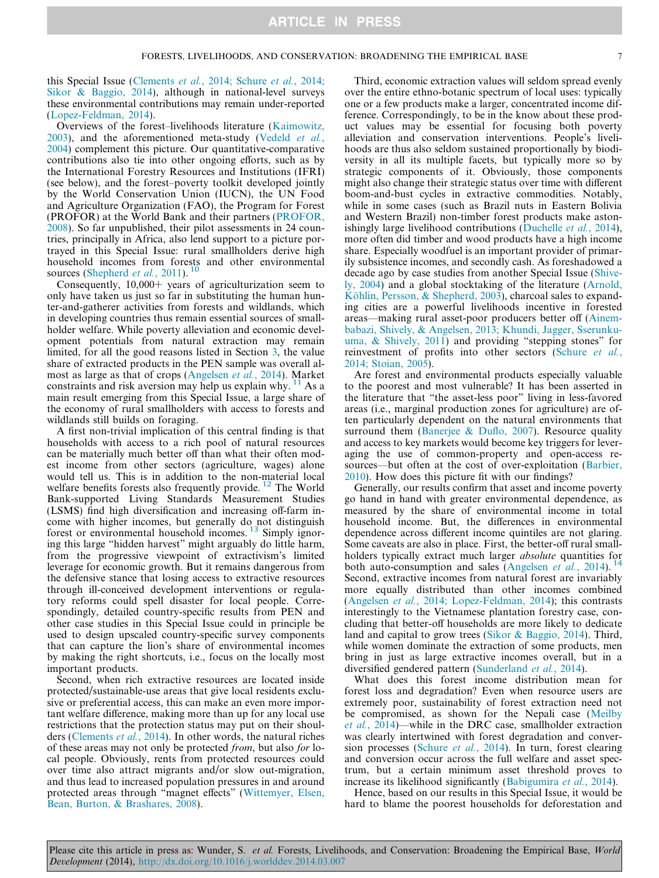this Special Issue (Clements *et al.*, 2014; Schure *et al.*, 2014; Sikor & Baggio, 2014), although in national-level surveys these environmental contributions may remain under-reported (Lopez-Feldman, 2014).

Overviews of the forest–livelihoods literature (Kaimowitz, 2003), and the aforementioned meta-study (Vedeld *et al.*, 2004) complement this picture. Our quantitative-comparative contributions also tie into other ongoing efforts, such as by the International Forestry Resources and Institutions (IFRI) (see below), and the forest–poverty toolkit developed jointly by the World Conservation Union (IUCN), the UN Food and Agriculture Organization (FAO), the Program for Forest (PROFOR) at the World Bank and their partners (PROFOR, 2008). So far unpublished, their pilot assessments in 24 countries, principally in Africa, also lend support to a picture portrayed in this Special Issue: rural smallholders derive high household incomes from forests and other environmental sources (Shepherd *et al.*, 2011).[10]

Consequently, 10,000+ years of agriculturization seem to only have taken us just so far in substituting the human hunter-and-gatherer activities from forests and wildlands, which in developing countries thus remain essential sources of smallholder welfare. While poverty alleviation and economic development potentials from natural extraction may remain limited, for all the good reasons listed in Section 3, the value share of extracted products in the PEN sample was overall almost as large as that of crops (Angelsen *et al.*, 2014). Market constraints and risk aversion may help us explain why.[11] As a main result emerging from this Special Issue, a large share of the economy of rural smallholders with access to forests and wildlands still builds on foraging.

A first non-trivial implication of this central finding is that households with access to a rich pool of natural resources can be materially much better off than what their often modest income from other sectors (agriculture, wages) alone would tell us. This is in addition to the non-material local welfare benefits forests also frequently provide.[12] The World Bank-supported Living Standards Measurement Studies (LSMS) find high diversification and increasing off-farm income with higher incomes, but generally do not distinguish forest or environmental household incomes.[13] Simply ignoring this large "hidden harvest" might arguably do little harm, from the progressive viewpoint of extractivism's limited leverage for economic growth. But it remains dangerous from the defensive stance that losing access to extractive resources through ill-conceived development interventions or regulatory reforms could spell disaster for local people. Correspondingly, detailed country-specific results from PEN and other case studies in this Special Issue could in principle be used to design upscaled country-specific survey components that can capture the lion's share of environmental incomes by making the right shortcuts, i.e., focus on the locally most important products.

Second, when rich extractive resources are located inside protected/sustainable-use areas that give local residents exclusive or preferential access, this can make an even more important welfare difference, making more than up for any local use restrictions that the protection status may put on their shoulders (Clements *et al.*, 2014). In other words, the natural riches of these areas may not only be protected *from*, but also *for* local people. Obviously, rents from protected resources could over time also attract migrants and/or slow out-migration, and thus lead to increased population pressures in and around protected areas through "magnet effects" (Wittemyer, Elsen, Bean, Burton, & Brashares, 2008).

Third, economic extraction values will seldom spread evenly over the entire ethno-botanic spectrum of local uses: typically one or a few products make a larger, concentrated income difference. Correspondingly, to be in the know about these product values may be essential for focusing both poverty alleviation and conservation interventions. People's livelihoods are thus also seldom sustained proportionally by biodiversity in all its multiple facets, but typically more so by strategic components of it. Obviously, those components might also change their strategic status over time with different boom-and-bust cycles in extractive commodities. Notably, while in some cases (such as Brazil nuts in Eastern Bolivia and Western Brazil) non-timber forest products make astonishingly large livelihood contributions (Duchelle *et al.*, 2014), more often did timber and wood products have a high income share. Especially woodfuel is an important provider of primarily subsistence incomes, and secondly cash. As foreshadowed a decade ago by case studies from another Special Issue (Shively, 2004) and a global stocktaking of the literature (Arnold, Köhlin, Persson, & Shepherd, 2003), charcoal sales to expanding cities are a powerful livelihoods incentive in forested areas—making rural asset-poor producers better off (Ainembabazi, Shively, & Angelsen, 2013; Khundi, Jagger, Sserunkuuma, & Shively, 2011) and providing "stepping stones" for reinvestment of profits into other sectors (Schure *et al.*, 2014; Stoian, 2005).

Are forest and environmental products especially valuable to the poorest and most vulnerable? It has been asserted in the literature that "the asset-less poor" living in less-favored areas (i.e., marginal production zones for agriculture) are often particularly dependent on the natural environments that surround them (Banerjee & Duflo, 2007). Resource quality and access to key markets would become key triggers for leveraging the use of common-property and open-access resources—but often at the cost of over-exploitation (Barbier, 2010). How does this picture fit with our findings?

Generally, our results confirm that asset and income poverty go hand in hand with greater environmental dependence, as measured by the share of environmental income in total household income. But, the differences in environmental dependence across different income quintiles are not glaring. Some caveats are also in place. First, the better-off rural smallholders typically extract much larger *absolute* quantities for both auto-consumption and sales (Angelsen *et al.*, 2014).[14] Second, extractive incomes from natural forest are invariably more equally distributed than other incomes combined (Angelsen *et al.*, 2014; Lopez-Feldman, 2014); this contrasts interestingly to the Vietnamese plantation forestry case, concluding that better-off households are more likely to dedicate land and capital to grow trees (Sikor & Baggio, 2014). Third, while women dominate the extraction of some products, men bring in just as large extractive incomes overall, but in a diversified gendered pattern (Sunderland *et al.*, 2014).

What does this forest income distribution mean for forest loss and degradation? Even when resource users are extremely poor, sustainability of forest extraction need not be compromised, as shown for the Nepali case (Meilby *et al.*, 2014)—while in the DRC case, smallholder extraction was clearly intertwined with forest degradation and conversion processes (Schure *et al.*, 2014). In turn, forest clearing and conversion occur across the full welfare and asset spectrum, but a certain minimum asset threshold proves to increase its likelihood significantly (Babigumira *et al.*, 2014).

Hence, based on our results in this Special Issue, it would be hard to blame the poorest households for deforestation and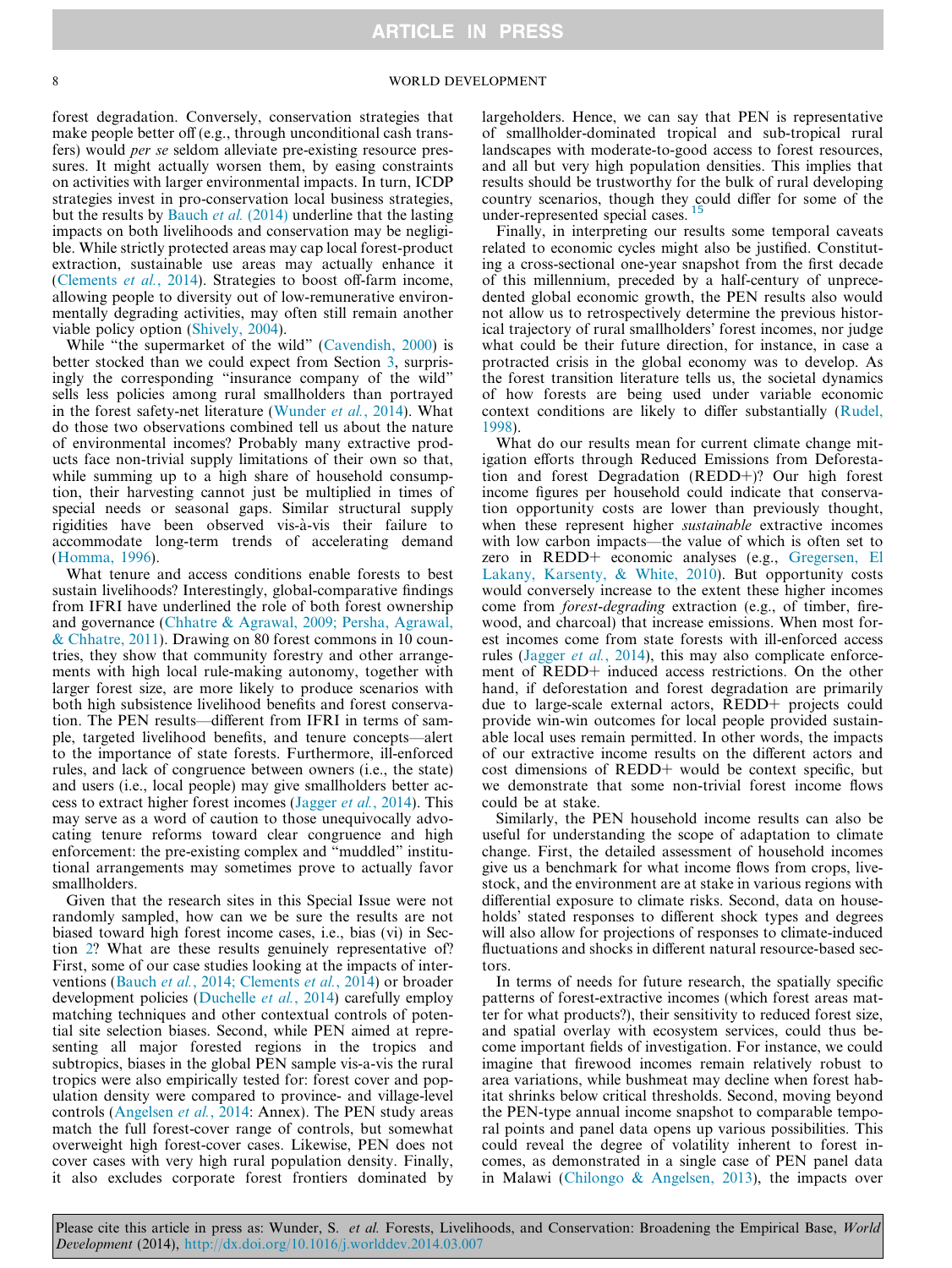forest degradation. Conversely, conservation strategies that make people better off (e.g., through unconditional cash transfers) would *per se* seldom alleviate pre-existing resource pressures. It might actually worsen them, by easing constraints on activities with larger environmental impacts. In turn, ICDP strategies invest in pro-conservation local business strategies, but the results by Bauch *et al.* (2014) underline that the lasting impacts on both livelihoods and conservation may be negligible. While strictly protected areas may cap local forest-product extraction, sustainable use areas may actually enhance it (Clements *et al.*, 2014). Strategies to boost off-farm income, allowing people to diversity out of low-remunerative environmentally degrading activities, may often still remain another viable policy option (Shively, 2004).

While "the supermarket of the wild" (Cavendish, 2000) is better stocked than we could expect from Section 3, surprisingly the corresponding "insurance company of the wild" sells less policies among rural smallholders than portrayed in the forest safety-net literature (Wunder *et al.*, 2014). What do those two observations combined tell us about the nature of environmental incomes? Probably many extractive products face non-trivial supply limitations of their own so that, while summing up to a high share of household consumption, their harvesting cannot just be multiplied in times of special needs or seasonal gaps. Similar structural supply rigidities have been observed vis-à-vis their failure to accommodate long-term trends of accelerating demand (Homma, 1996).

What tenure and access conditions enable forests to best sustain livelihoods? Interestingly, global-comparative findings from IFRI have underlined the role of both forest ownership and governance (Chhatre & Agrawal, 2009; Persha, Agrawal, & Chhatre, 2011). Drawing on 80 forest commons in 10 countries, they show that community forestry and other arrangements with high local rule-making autonomy, together with larger forest size, are more likely to produce scenarios with both high subsistence livelihood benefits and forest conservation. The PEN results—different from IFRI in terms of sample, targeted livelihood benefits, and tenure concepts—alert to the importance of state forests. Furthermore, ill-enforced rules, and lack of congruence between owners (i.e., the state) and users (i.e., local people) may give smallholders better access to extract higher forest incomes (Jagger *et al.*, 2014). This may serve as a word of caution to those unequivocally advocating tenure reforms toward clear congruence and high enforcement: the pre-existing complex and "muddled" institutional arrangements may sometimes prove to actually favor smallholders.

Given that the research sites in this Special Issue were not randomly sampled, how can we be sure the results are not biased toward high forest income cases, i.e., bias (vi) in Section 2? What are these results genuinely representative of? First, some of our case studies looking at the impacts of interventions (Bauch *et al.*, 2014; Clements *et al.*, 2014) or broader development policies (Duchelle *et al.*, 2014) carefully employ matching techniques and other contextual controls of potential site selection biases. Second, while PEN aimed at representing all major forested regions in the tropics and subtropics, biases in the global PEN sample vis-a-vis the rural tropics were also empirically tested for: forest cover and population density were compared to province- and village-level controls (Angelsen *et al.*, 2014: Annex). The PEN study areas match the full forest-cover range of controls, but somewhat overweight high forest-cover cases. Likewise, PEN does not cover cases with very high rural population density. Finally, it also excludes corporate forest frontiers dominated by largeholders. Hence, we can say that PEN is representative of smallholder-dominated tropical and sub-tropical rural landscapes with moderate-to-good access to forest resources, and all but very high population densities. This implies that results should be trustworthy for the bulk of rural developing country scenarios, though they could differ for some of the under-represented special cases.[15]

Finally, in interpreting our results some temporal caveats related to economic cycles might also be justified. Constituting a cross-sectional one-year snapshot from the first decade of this millennium, preceded by a half-century of unprecedented global economic growth, the PEN results also would not allow us to retrospectively determine the previous historical trajectory of rural smallholders' forest incomes, nor judge what could be their future direction, for instance, in case a protracted crisis in the global economy was to develop. As the forest transition literature tells us, the societal dynamics of how forests are being used under variable economic context conditions are likely to differ substantially (Rudel, 1998).

What do our results mean for current climate change mitigation efforts through Reduced Emissions from Deforestation and forest Degradation (REDD+)? Our high forest income figures per household could indicate that conservation opportunity costs are lower than previously thought, when these represent higher *sustainable* extractive incomes with low carbon impacts—the value of which is often set to zero in REDD+ economic analyses (e.g., Gregersen, El Lakany, Karsenty, & White, 2010). But opportunity costs would conversely increase to the extent these higher incomes come from *forest-degrading* extraction (e.g., of timber, firewood, and charcoal) that increase emissions. When most forest incomes come from state forests with ill-enforced access rules (Jagger *et al.*, 2014), this may also complicate enforcement of REDD+ induced access restrictions. On the other hand, if deforestation and forest degradation are primarily due to large-scale external actors, REDD+ projects could provide win-win outcomes for local people provided sustainable local uses remain permitted. In other words, the impacts of our extractive income results on the different actors and cost dimensions of REDD+ would be context specific, but we demonstrate that some non-trivial forest income flows could be at stake.

Similarly, the PEN household income results can also be useful for understanding the scope of adaptation to climate change. First, the detailed assessment of household incomes give us a benchmark for what income flows from crops, livestock, and the environment are at stake in various regions with differential exposure to climate risks. Second, data on households' stated responses to different shock types and degrees will also allow for projections of responses to climate-induced fluctuations and shocks in different natural resource-based sectors.

In terms of needs for future research, the spatially specific patterns of forest-extractive incomes (which forest areas matter for what products?), their sensitivity to reduced forest size, and spatial overlay with ecosystem services, could thus become important fields of investigation. For instance, we could imagine that firewood incomes remain relatively robust to area variations, while bushmeat may decline when forest habitat shrinks below critical thresholds. Second, moving beyond the PEN-type annual income snapshot to comparable temporal points and panel data opens up various possibilities. This could reveal the degree of volatility inherent to forest incomes, as demonstrated in a single case of PEN panel data in Malawi (Chilongo & Angelsen, 2013), the impacts over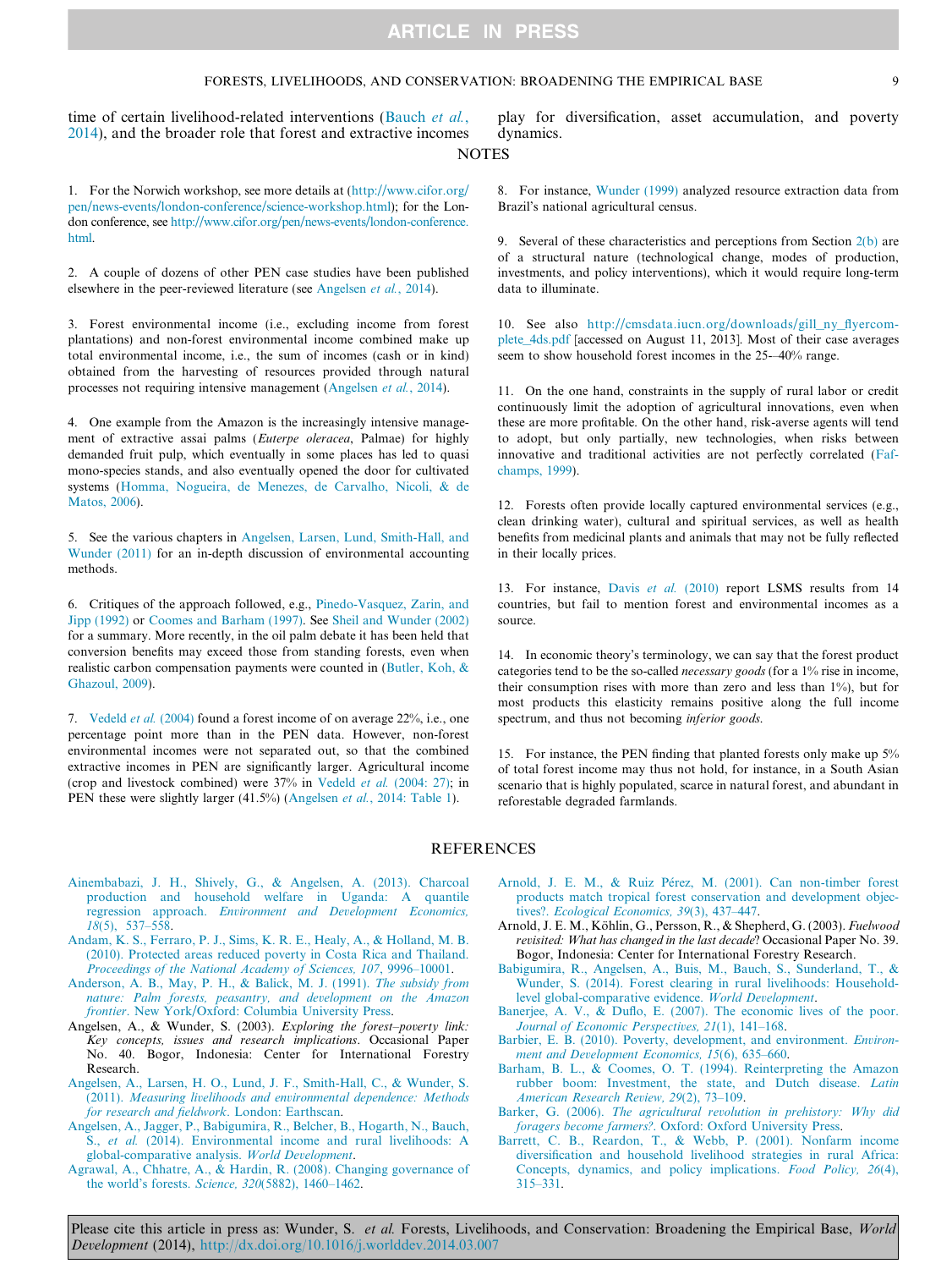time of certain livelihood-related interventions (Bauch *et al.*, 2014), and the broader role that forest and extractive incomes play for diversification, asset accumulation, and poverty dynamics.

## NOTES

1. For the Norwich workshop, see more details at (http://www.cifor.org/pen/news-events/london-conference/science-workshop.html); for the London conference, see http://www.cifor.org/pen/news-events/london-conference.html.

2. A couple of dozens of other PEN case studies have been published elsewhere in the peer-reviewed literature (see Angelsen *et al.*, 2014).

3. Forest environmental income (i.e., excluding income from forest plantations) and non-forest environmental income combined make up total environmental income, i.e., the sum of incomes (cash or in kind) obtained from the harvesting of resources provided through natural processes not requiring intensive management (Angelsen *et al.*, 2014).

4. One example from the Amazon is the increasingly intensive management of extractive assai palms (*Euterpe oleracea*, Palmae) for highly demanded fruit pulp, which eventually in some places has led to quasi mono-species stands, and also eventually opened the door for cultivated systems (Homma, Nogueira, de Menezes, de Carvalho, Nicoli, & de Matos, 2006).

5. See the various chapters in Angelsen, Larsen, Lund, Smith-Hall, and Wunder (2011) for an in-depth discussion of environmental accounting methods.

6. Critiques of the approach followed, e.g., Pinedo-Vasquez, Zarin, and Jipp (1992) or Coomes and Barham (1997). See Sheil and Wunder (2002) for a summary. More recently, in the oil palm debate it has been held that conversion benefits may exceed those from standing forests, even when realistic carbon compensation payments were counted in (Butler, Koh, & Ghazoul, 2009).

7. Vedeld *et al.* (2004) found a forest income of on average 22%, i.e., one percentage point more than in the PEN data. However, non-forest environmental incomes were not separated out, so that the combined extractive incomes in PEN are significantly larger. Agricultural income (crop and livestock combined) were 37% in Vedeld *et al.* (2004: 27); in PEN these were slightly larger (41.5%) (Angelsen *et al.*, 2014: Table 1).

8. For instance, Wunder (1999) analyzed resource extraction data from Brazil's national agricultural census.

9. Several of these characteristics and perceptions from Section 2(b) are of a structural nature (technological change, modes of production, investments, and policy interventions), which it would require long-term data to illuminate.

10. See also http://cmsdata.iucn.org/downloads/gill_ny_flyercomplete_4ds.pdf [accessed on August 11, 2013]. Most of their case averages seem to show household forest incomes in the 25-–40% range.

11. On the one hand, constraints in the supply of rural labor or credit continuously limit the adoption of agricultural innovations, even when these are more profitable. On the other hand, risk-averse agents will tend to adopt, but only partially, new technologies, when risks between innovative and traditional activities are not perfectly correlated (Fafchamps, 1999).

12. Forests often provide locally captured environmental services (e.g., clean drinking water), cultural and spiritual services, as well as health benefits from medicinal plants and animals that may not be fully reflected in their locally prices.

13. For instance, Davis *et al.* (2010) report LSMS results from 14 countries, but fail to mention forest and environmental incomes as a source.

14. In economic theory's terminology, we can say that the forest product categories tend to be the so-called *necessary goods* (for a 1% rise in income, their consumption rises with more than zero and less than 1%), but for most products this elasticity remains positive along the full income spectrum, and thus not becoming *inferior goods*.

15. For instance, the PEN finding that planted forests only make up 5% of total forest income may thus not hold, for instance, in a South Asian scenario that is highly populated, scarce in natural forest, and abundant in reforestable degraded farmlands.

## REFERENCES

Ainembabazi, J. H., Shively, G., & Angelsen, A. (2013). Charcoal production and household welfare in Uganda: A quantile regression approach. *Environment and Development Economics, 18*(5), 537–558.

Andam, K. S., Ferraro, P. J., Sims, K. R. E., Healy, A., & Holland, M. B. (2010). Protected areas reduced poverty in Costa Rica and Thailand. *Proceedings of the National Academy of Sciences, 107*, 9996–10001.

Anderson, A. B., May, P. H., & Balick, M. J. (1991). *The subsidy from nature: Palm forests, peasantry, and development on the Amazon frontier*. New York/Oxford: Columbia University Press.

Angelsen, A., & Wunder, S. (2003). *Exploring the forest–poverty link: Key concepts, issues and research implications*. Occasional Paper No. 40. Bogor, Indonesia: Center for International Forestry Research.

Angelsen, A., Larsen, H. O., Lund, J. F., Smith-Hall, C., & Wunder, S. (2011). *Measuring livelihoods and environmental dependence: Methods for research and fieldwork*. London: Earthscan.

Angelsen, A., Jagger, P., Babigumira, R., Belcher, B., Hogarth, N., Bauch, S., *et al.* (2014). Environmental income and rural livelihoods: A global-comparative analysis. *World Development*.

Agrawal, A., Chhatre, A., & Hardin, R. (2008). Changing governance of the world's forests. *Science, 320*(5882), 1460–1462.

Arnold, J. E. M., & Ruiz Pérez, M. (2001). Can non-timber forest products match tropical forest conservation and development objectives?. *Ecological Economics, 39*(3), 437–447.

Arnold, J. E. M., Köhlin, G., Persson, R., & Shepherd, G. (2003). *Fuelwood revisited: What has changed in the last decade*? Occasional Paper No. 39. Bogor, Indonesia: Center for International Forestry Research.

Babigumira, R., Angelsen, A., Buis, M., Bauch, S., Sunderland, T., & Wunder, S. (2014). Forest clearing in rural livelihoods: Household-level global-comparative evidence. *World Development*.

Banerjee, A. V., & Duflo, E. (2007). The economic lives of the poor. *Journal of Economic Perspectives, 21*(1), 141–168.

Barbier, E. B. (2010). Poverty, development, and environment. *Environment and Development Economics, 15*(6), 635–660.

Barham, B. L., & Coomes, O. T. (1994). Reinterpreting the Amazon rubber boom: Investment, the state, and Dutch disease. *Latin American Research Review, 29*(2), 73–109.

Barker, G. (2006). *The agricultural revolution in prehistory: Why did foragers become farmers?*. Oxford: Oxford University Press.

Barrett, C. B., Reardon, T., & Webb, P. (2001). Nonfarm income diversification and household livelihood strategies in rural Africa: Concepts, dynamics, and policy implications. *Food Policy, 26*(4), 315–331.

Please cite this article in press as: Wunder, S. *et al.* Forests, Livelihoods, and Conservation: Broadening the Empirical Base, *World Development* (2014), http://dx.doi.org/10.1016/j.worlddev.2014.03.007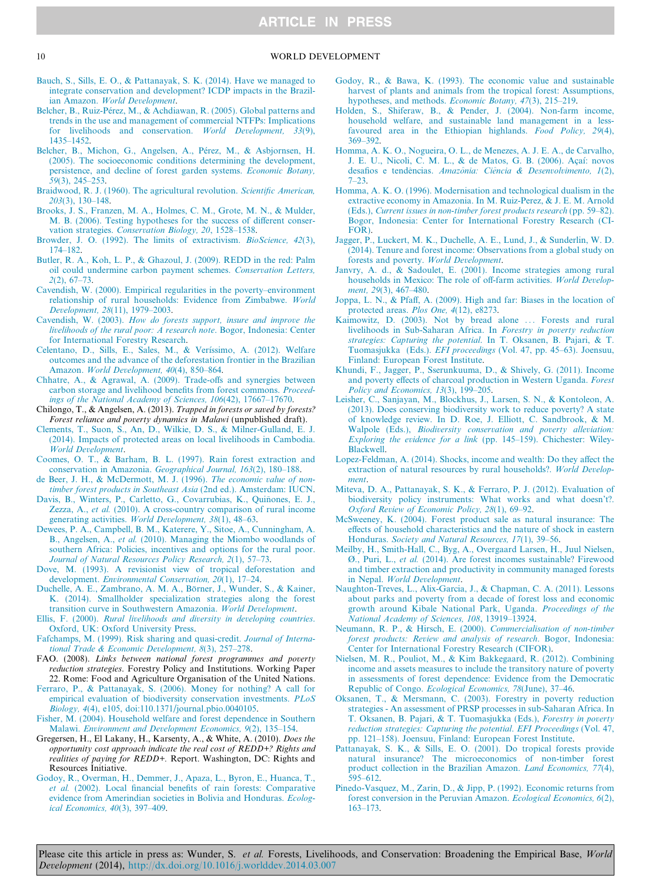Bauch, S., Sills, E. O., & Pattanayak, S. K. (2014). Have we managed to integrate conservation and development? ICDP impacts in the Brazilian Amazon. *World Development*.

Belcher, B., Ruiz-Pérez, M., & Achdiawan, R. (2005). Global patterns and trends in the use and management of commercial NTFPs: Implications for livelihoods and conservation. *World Development, 33*(9), 1435–1452.

Belcher, B., Michon, G., Angelsen, A., Pérez, M., & Asbjornsen, H. (2005). The socioeconomic conditions determining the development, persistence, and decline of forest garden systems. *Economic Botany, 59*(3), 245–253.

Braidwood, R. J. (1960). The agricultural revolution. *Scientific American, 203*(3), 130–148.

Brooks, J. S., Franzen, M. A., Holmes, C. M., Grote, M. N., & Mulder, M. B. (2006). Testing hypotheses for the success of different conservation strategies. *Conservation Biology, 20*, 1528–1538.

Browder, J. O. (1992). The limits of extractivism. *BioScience, 42*(3), 174–182.

Butler, R. A., Koh, L. P., & Ghazoul, J. (2009). REDD in the red: Palm oil could undermine carbon payment schemes. *Conservation Letters, 2*(2), 67–73.

Cavendish, W. (2000). Empirical regularities in the poverty–environment relationship of rural households: Evidence from Zimbabwe. *World Development, 28*(11), 1979–2003.

Cavendish, W. (2003). *How do forests support, insure and improve the livelihoods of the rural poor: A research note*. Bogor, Indonesia: Center for International Forestry Research.

Celentano, D., Sills, E., Sales, M., & Veríssimo, A. (2012). Welfare outcomes and the advance of the deforestation frontier in the Brazilian Amazon. *World Development, 40*(4), 850–864.

Chhatre, A., & Agrawal, A. (2009). Trade-offs and synergies between carbon storage and livelihood benefits from forest commons. *Proceedings of the National Academy of Sciences, 106*(42), 17667–17670.

Chilongo, T., & Angelsen, A. (2013). *Trapped in forests or saved by forests? Forest reliance and poverty dynamics in Malawi* (unpublished draft).

Clements, T., Suon, S., An, D., Wilkie, D. S., & Milner-Gulland, E. J. (2014). Impacts of protected areas on local livelihoods in Cambodia. *World Development*.

Coomes, O. T., & Barham, B. L. (1997). Rain forest extraction and conservation in Amazonia. *Geographical Journal, 163*(2), 180–188.

de Beer, J. H., & McDermott, M. J. (1996). *The economic value of non-timber forest products in Southeast Asia* (2nd ed.). Amsterdam: IUCN.

Davis, B., Winters, P., Carletto, G., Covarrubias, K., Quiñones, E. J., Zezza, A., *et al.* (2010). A cross-country comparison of rural income generating activities. *World Development, 38*(1), 48–63.

Dewees, P. A., Campbell, B. M., Katerere, Y., Sitoe, A., Cunningham, A. B., Angelsen, A., *et al.* (2010). Managing the Miombo woodlands of southern Africa: Policies, incentives and options for the rural poor. *Journal of Natural Resources Policy Research, 2*(1), 57–73.

Dove, M. (1993). A revisionist view of tropical deforestation and development. *Environmental Conservation, 20*(1), 17–24.

Duchelle, A. E., Zambrano, A. M. A., Börner, J., Wunder, S., & Kainer, K. (2014). Smallholder specialization strategies along the forest transition curve in Southwestern Amazonia. *World Development*.

Ellis, F. (2000). *Rural livelihoods and diversity in developing countries*. Oxford, UK: Oxford University Press.

Fafchamps, M. (1999). Risk sharing and quasi-credit. *Journal of International Trade & Economic Development, 8*(3), 257–278.

FAO. (2008). *Links between national forest programmes and poverty reduction strategies*. Forestry Policy and Institutions. Working Paper 22. Rome: Food and Agriculture Organisation of the United Nations.

Ferraro, P., & Pattanayak, S. (2006). Money for nothing? A call for empirical evaluation of biodiversity conservation investments. *PLoS Biology, 4*(4), e105, doi:110.1371/journal.pbio.0040105.

Fisher, M. (2004). Household welfare and forest dependence in Southern Malawi. *Environment and Development Economics, 9*(2), 135–154.

Gregersen, H., El Lakany, H., Karsenty, A., & White, A. (2010). *Does the opportunity cost approach indicate the real cost of REDD+? Rights and realities of paying for REDD+*. Report. Washington, DC: Rights and Resources Initiative.

Godoy, R., Overman, H., Demmer, J., Apaza, L., Byron, E., Huanca, T., *et al.* (2002). Local financial benefits of rain forests: Comparative evidence from Amerindian societies in Bolivia and Honduras. *Ecological Economics, 40*(3), 397–409.

Godoy, R., & Bawa, K. (1993). The economic value and sustainable harvest of plants and animals from the tropical forest: Assumptions, hypotheses, and methods. *Economic Botany, 47*(3), 215–219.

Holden, S., Shiferaw, B., & Pender, J. (2004). Non-farm income, household welfare, and sustainable land management in a less-favoured area in the Ethiopian highlands. *Food Policy, 29*(4), 369–392.

Homma, A. K. O., Nogueira, O. L., de Menezes, A. J. E. A., de Carvalho, J. E. U., Nicoli, C. M. L., & de Matos, G. B. (2006). Açaí: novos desafios e tendências. *Amazônia: Ciência & Desenvolvimento, 1*(2), 7–23.

Homma, A. K. O. (1996). Modernisation and technological dualism in the extractive economy in Amazonia. In M. Ruiz-Perez, & J. E. M. Arnold (Eds.), *Current issues in non-timber forest products research* (pp. 59–82). Bogor, Indonesia: Center for International Forestry Research (CIFOR).

Jagger, P., Luckert, M. K., Duchelle, A. E., Lund, J., & Sunderlin, W. D. (2014). Tenure and forest income: Observations from a global study on forests and poverty. *World Development*.

Janvry, A. d., & Sadoulet, E. (2001). Income strategies among rural households in Mexico: The role of off-farm activities. *World Development, 29*(3), 467–480.

Joppa, L. N., & Pfaff, A. (2009). High and far: Biases in the location of protected areas. *Plos One, 4*(12), e8273.

Kaimowitz, D. (2003). Not by bread alone … Forests and rural livelihoods in Sub-Saharan Africa. In *Forestry in poverty reduction strategies: Capturing the potential*. In T. Oksanen, B. Pajari, & T. Tuomasjukka (Eds.). *EFI proceedings* (Vol. 47, pp. 45–63). Joensuu, Finland: European Forest Institute.

Khundi, F., Jagger, P., Sserunkuuma, D., & Shively, G. (2011). Income and poverty effects of charcoal production in Western Uganda. *Forest Policy and Economics, 13*(3), 199–205.

Leisher, C., Sanjayan, M., Blockhus, J., Larsen, S. N., & Kontoleon, A. (2013). Does conserving biodiversity work to reduce poverty? A state of knowledge review. In D. Roe, J. Elliott, C. Sandbrook, & M. Walpole (Eds.), *Biodiversity conservation and poverty alleviation: Exploring the evidence for a link* (pp. 145–159). Chichester: Wiley-Blackwell.

Lopez-Feldman, A. (2014). Shocks, income and wealth: Do they affect the extraction of natural resources by rural households?. *World Development*.

Miteva, D. A., Pattanayak, S. K., & Ferraro, P. J. (2012). Evaluation of biodiversity policy instruments: What works and what doesn't?. *Oxford Review of Economic Policy, 28*(1), 69–92.

McSweeney, K. (2004). Forest product sale as natural insurance: The effects of household characteristics and the nature of shock in eastern Honduras. *Society and Natural Resources, 17*(1), 39–56.

Meilby, H., Smith-Hall, C., Byg, A., Overgaard Larsen, H., Juul Nielsen, Ø., Puri, L., *et al.* (2014). Are forest incomes sustainable? Firewood and timber extraction and productivity in community managed forests in Nepal. *World Development*.

Naughton-Treves, L., Alix-Garcia, J., & Chapman, C. A. (2011). Lessons about parks and poverty from a decade of forest loss and economic growth around Kibale National Park, Uganda. *Proceedings of the National Academy of Sciences, 108*, 13919–13924.

Neumann, R. P., & Hirsch, E. (2000). *Commercialisation of non-timber forest products: Review and analysis of research*. Bogor, Indonesia: Center for International Forestry Research (CIFOR).

Nielsen, M. R., Pouliot, M., & Kim Bakkegaard, R. (2012). Combining income and assets measures to include the transitory nature of poverty in assessments of forest dependence: Evidence from the Democratic Republic of Congo. *Ecological Economics, 78*(June), 37–46.

Oksanen, T., & Mersmann, C. (2003). Forestry in poverty reduction strategies - An assessment of PRSP processes in sub-Saharan Africa. In T. Oksanen, B. Pajari, & T. Tuomasjukka (Eds.), *Forestry in poverty reduction strategies: Capturing the potential. EFI Proceedings* (Vol. 47, pp. 121–158). Joensuu, Finland: European Forest Institute.

Pattanayak, S. K., & Sills, E. O. (2001). Do tropical forests provide natural insurance? The microeconomics of non-timber forest product collection in the Brazilian Amazon. *Land Economics, 77*(4), 595–612.

Pinedo-Vasquez, M., Zarin, D., & Jipp, P. (1992). Economic returns from forest conversion in the Peruvian Amazon. *Ecological Economics, 6*(2), 163–173.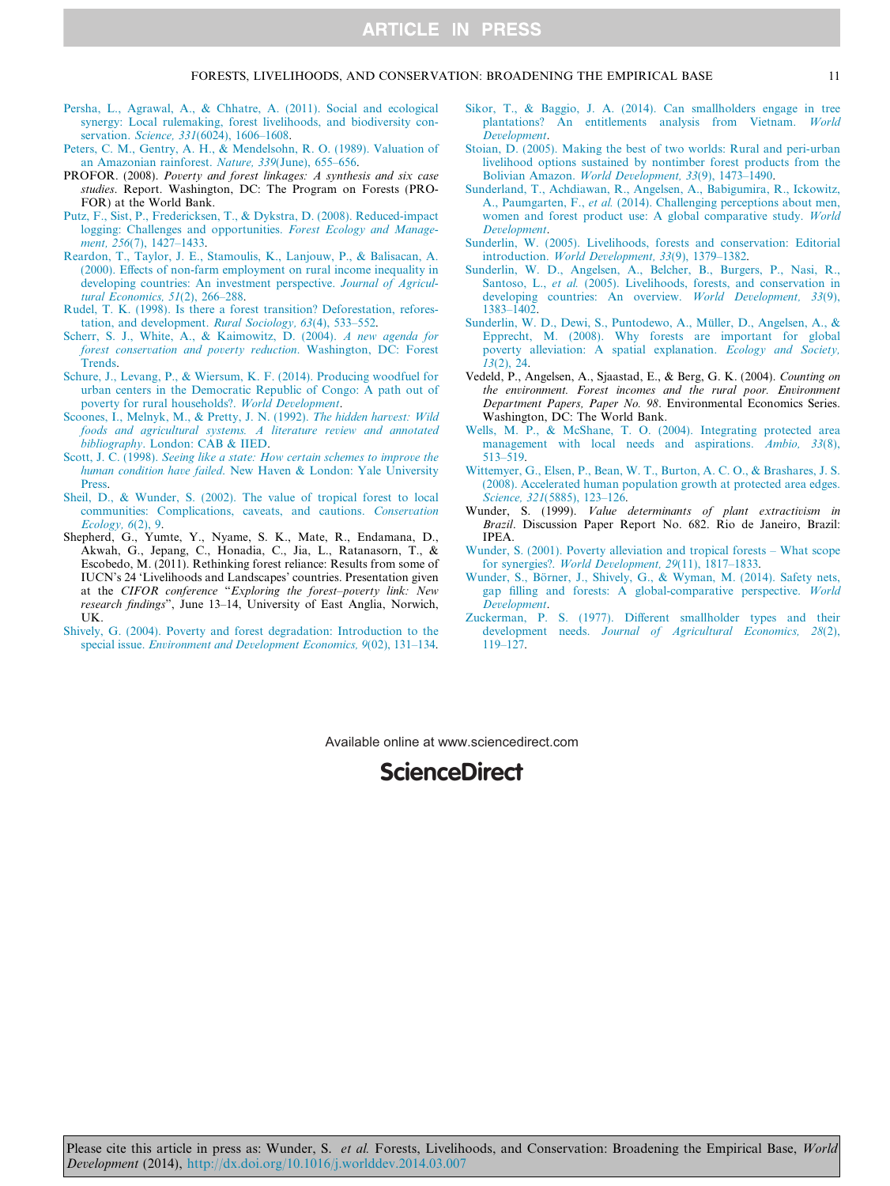Persha, L., Agrawal, A., & Chhatre, A. (2011). Social and ecological synergy: Local rulemaking, forest livelihoods, and biodiversity conservation. *Science, 331*(6024), 1606–1608.

Peters, C. M., Gentry, A. H., & Mendelsohn, R. O. (1989). Valuation of an Amazonian rainforest. *Nature, 339*(June), 655–656.

PROFOR. (2008). *Poverty and forest linkages: A synthesis and six case studies*. Report. Washington, DC: The Program on Forests (PROFOR) at the World Bank.

Putz, F., Sist, P., Fredericksen, T., & Dykstra, D. (2008). Reduced-impact logging: Challenges and opportunities. *Forest Ecology and Management, 256*(7), 1427–1433.

Reardon, T., Taylor, J. E., Stamoulis, K., Lanjouw, P., & Balisacan, A. (2000). Effects of non-farm employment on rural income inequality in developing countries: An investment perspective. *Journal of Agricultural Economics, 51*(2), 266–288.

Rudel, T. K. (1998). Is there a forest transition? Deforestation, reforestation, and development. *Rural Sociology, 63*(4), 533–552.

Scherr, S. J., White, A., & Kaimowitz, D. (2004). *A new agenda for forest conservation and poverty reduction*. Washington, DC: Forest Trends.

Schure, J., Levang, P., & Wiersum, K. F. (2014). Producing woodfuel for urban centers in the Democratic Republic of Congo: A path out of poverty for rural households?. *World Development*.

Scoones, I., Melnyk, M., & Pretty, J. N. (1992). *The hidden harvest: Wild foods and agricultural systems. A literature review and annotated bibliography*. London: CAB & IIED.

Scott, J. C. (1998). *Seeing like a state: How certain schemes to improve the human condition have failed*. New Haven & London: Yale University Press.

Sheil, D., & Wunder, S. (2002). The value of tropical forest to local communities: Complications, caveats, and cautions. *Conservation Ecology, 6*(2), 9.

Shepherd, G., Yumte, Y., Nyame, S. K., Mate, R., Endamana, D., Akwah, G., Jepang, C., Honadia, C., Jia, L., Ratanasorn, T., & Escobedo, M. (2011). Rethinking forest reliance: Results from some of IUCN's 24 'Livelihoods and Landscapes' countries. Presentation given at the *CIFOR conference* "*Exploring the forest–poverty link: New research findings*", June 13–14, University of East Anglia, Norwich, UK.

Shively, G. (2004). Poverty and forest degradation: Introduction to the special issue. *Environment and Development Economics, 9*(02), 131–134.

Sikor, T., & Baggio, J. A. (2014). Can smallholders engage in tree plantations? An entitlements analysis from Vietnam. *World Development*.

Stoian, D. (2005). Making the best of two worlds: Rural and peri-urban livelihood options sustained by nontimber forest products from the Bolivian Amazon. *World Development, 33*(9), 1473–1490.

Sunderland, T., Achdiawan, R., Angelsen, A., Babigumira, R., Ickowitz, A., Paumgarten, F., *et al.* (2014). Challenging perceptions about men, women and forest product use: A global comparative study. *World Development*.

Sunderlin, W. (2005). Livelihoods, forests and conservation: Editorial introduction. *World Development, 33*(9), 1379–1382.

Sunderlin, W. D., Angelsen, A., Belcher, B., Burgers, P., Nasi, R., Santoso, L., *et al.* (2005). Livelihoods, forests, and conservation in developing countries: An overview. *World Development, 33*(9), 1383–1402.

Sunderlin, W. D., Dewi, S., Puntodewo, A., Müller, D., Angelsen, A., & Epprecht, M. (2008). Why forests are important for global poverty alleviation: A spatial explanation. *Ecology and Society, 13*(2), 24.

Vedeld, P., Angelsen, A., Sjaastad, E., & Berg, G. K. (2004). *Counting on the environment. Forest incomes and the rural poor. Environment Department Papers, Paper No. 98*. Environmental Economics Series. Washington, DC: The World Bank.

Wells, M. P., & McShane, T. O. (2004). Integrating protected area management with local needs and aspirations. *Ambio, 33*(8), 513–519.

Wittemyer, G., Elsen, P., Bean, W. T., Burton, A. C. O., & Brashares, J. S. (2008). Accelerated human population growth at protected area edges. *Science, 321*(5885), 123–126.

Wunder, S. (1999). *Value determinants of plant extractivism in Brazil*. Discussion Paper Report No. 682. Rio de Janeiro, Brazil: IPEA.

Wunder, S. (2001). Poverty alleviation and tropical forests – What scope for synergies?. *World Development, 29*(11), 1817–1833.

Wunder, S., Börner, J., Shively, G., & Wyman, M. (2014). Safety nets, gap filling and forests: A global-comparative perspective. *World Development*.

Zuckerman, P. S. (1977). Different smallholder types and their development needs. *Journal of Agricultural Economics, 28*(2), 119–127.